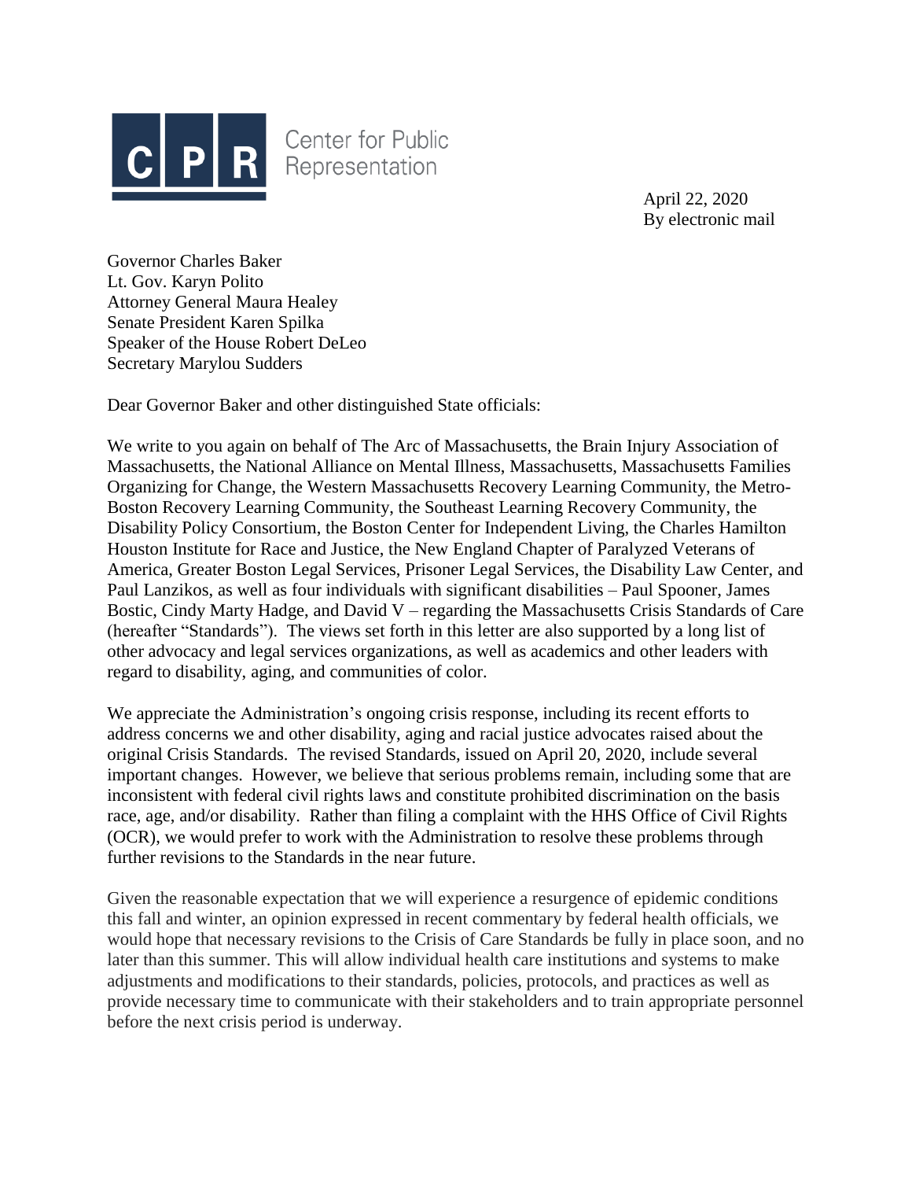**C | P | R** Center for Public Representation

April 22, 2020
By electronic mail

Governor Charles Baker
Lt. Gov. Karyn Polito
Attorney General Maura Healey
Senate President Karen Spilka
Speaker of the House Robert DeLeo
Secretary Marylou Sudders

Dear Governor Baker and other distinguished State officials:

We write to you again on behalf of The Arc of Massachusetts, the Brain Injury Association of Massachusetts, the National Alliance on Mental Illness, Massachusetts, Massachusetts Families Organizing for Change, the Western Massachusetts Recovery Learning Community, the Metro-Boston Recovery Learning Community, the Southeast Learning Recovery Community, the Disability Policy Consortium, the Boston Center for Independent Living, the Charles Hamilton Houston Institute for Race and Justice, the New England Chapter of Paralyzed Veterans of America, Greater Boston Legal Services, Prisoner Legal Services, the Disability Law Center, and Paul Lanzikos, as well as four individuals with significant disabilities – Paul Spooner, James Bostic, Cindy Marty Hadge, and David V – regarding the Massachusetts Crisis Standards of Care (hereafter "Standards"). The views set forth in this letter are also supported by a long list of other advocacy and legal services organizations, as well as academics and other leaders with regard to disability, aging, and communities of color.

We appreciate the Administration's ongoing crisis response, including its recent efforts to address concerns we and other disability, aging and racial justice advocates raised about the original Crisis Standards. The revised Standards, issued on April 20, 2020, include several important changes. However, we believe that serious problems remain, including some that are inconsistent with federal civil rights laws and constitute prohibited discrimination on the basis race, age, and/or disability. Rather than filing a complaint with the HHS Office of Civil Rights (OCR), we would prefer to work with the Administration to resolve these problems through further revisions to the Standards in the near future.

Given the reasonable expectation that we will experience a resurgence of epidemic conditions this fall and winter, an opinion expressed in recent commentary by federal health officials, we would hope that necessary revisions to the Crisis of Care Standards be fully in place soon, and no later than this summer. This will allow individual health care institutions and systems to make adjustments and modifications to their standards, policies, protocols, and practices as well as provide necessary time to communicate with their stakeholders and to train appropriate personnel before the next crisis period is underway.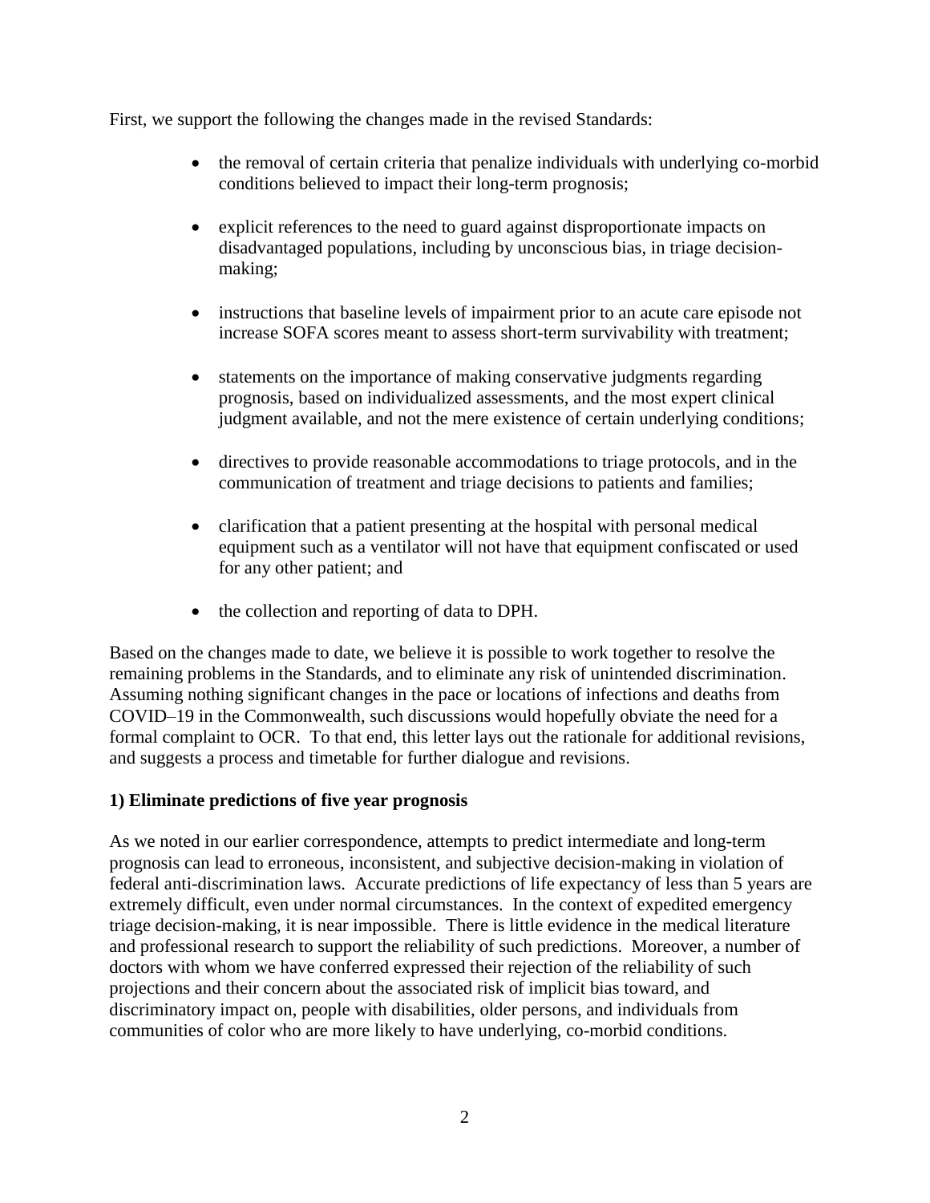First, we support the following the changes made in the revised Standards:

- the removal of certain criteria that penalize individuals with underlying co-morbid conditions believed to impact their long-term prognosis;
- explicit references to the need to guard against disproportionate impacts on disadvantaged populations, including by unconscious bias, in triage decision-making;
- instructions that baseline levels of impairment prior to an acute care episode not increase SOFA scores meant to assess short-term survivability with treatment;
- statements on the importance of making conservative judgments regarding prognosis, based on individualized assessments, and the most expert clinical judgment available, and not the mere existence of certain underlying conditions;
- directives to provide reasonable accommodations to triage protocols, and in the communication of treatment and triage decisions to patients and families;
- clarification that a patient presenting at the hospital with personal medical equipment such as a ventilator will not have that equipment confiscated or used for any other patient; and
- the collection and reporting of data to DPH.

Based on the changes made to date, we believe it is possible to work together to resolve the remaining problems in the Standards, and to eliminate any risk of unintended discrimination. Assuming nothing significant changes in the pace or locations of infections and deaths from COVID–19 in the Commonwealth, such discussions would hopefully obviate the need for a formal complaint to OCR. To that end, this letter lays out the rationale for additional revisions, and suggests a process and timetable for further dialogue and revisions.

**1) Eliminate predictions of five year prognosis**

As we noted in our earlier correspondence, attempts to predict intermediate and long-term prognosis can lead to erroneous, inconsistent, and subjective decision-making in violation of federal anti-discrimination laws. Accurate predictions of life expectancy of less than 5 years are extremely difficult, even under normal circumstances. In the context of expedited emergency triage decision-making, it is near impossible. There is little evidence in the medical literature and professional research to support the reliability of such predictions. Moreover, a number of doctors with whom we have conferred expressed their rejection of the reliability of such projections and their concern about the associated risk of implicit bias toward, and discriminatory impact on, people with disabilities, older persons, and individuals from communities of color who are more likely to have underlying, co-morbid conditions.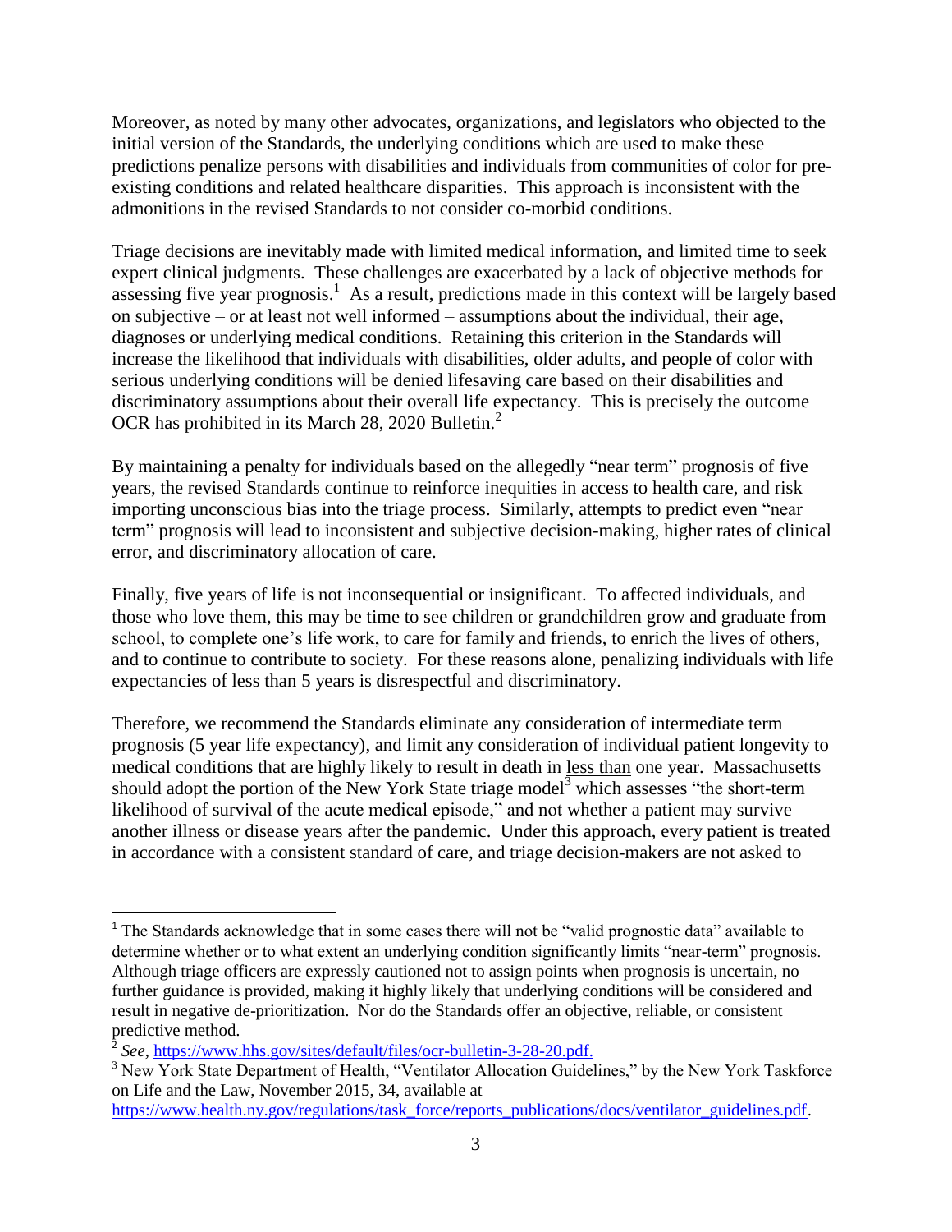Moreover, as noted by many other advocates, organizations, and legislators who objected to the initial version of the Standards, the underlying conditions which are used to make these predictions penalize persons with disabilities and individuals from communities of color for pre-existing conditions and related healthcare disparities. This approach is inconsistent with the admonitions in the revised Standards to not consider co-morbid conditions.

Triage decisions are inevitably made with limited medical information, and limited time to seek expert clinical judgments. These challenges are exacerbated by a lack of objective methods for assessing five year prognosis.[1] As a result, predictions made in this context will be largely based on subjective – or at least not well informed – assumptions about the individual, their age, diagnoses or underlying medical conditions. Retaining this criterion in the Standards will increase the likelihood that individuals with disabilities, older adults, and people of color with serious underlying conditions will be denied lifesaving care based on their disabilities and discriminatory assumptions about their overall life expectancy. This is precisely the outcome OCR has prohibited in its March 28, 2020 Bulletin.[2]

By maintaining a penalty for individuals based on the allegedly "near term" prognosis of five years, the revised Standards continue to reinforce inequities in access to health care, and risk importing unconscious bias into the triage process. Similarly, attempts to predict even "near term" prognosis will lead to inconsistent and subjective decision-making, higher rates of clinical error, and discriminatory allocation of care.

Finally, five years of life is not inconsequential or insignificant. To affected individuals, and those who love them, this may be time to see children or grandchildren grow and graduate from school, to complete one's life work, to care for family and friends, to enrich the lives of others, and to continue to contribute to society. For these reasons alone, penalizing individuals with life expectancies of less than 5 years is disrespectful and discriminatory.

Therefore, we recommend the Standards eliminate any consideration of intermediate term prognosis (5 year life expectancy), and limit any consideration of individual patient longevity to medical conditions that are highly likely to result in death in <u>less than</u> one year. Massachusetts should adopt the portion of the New York State triage model[3] which assesses "the short-term likelihood of survival of the acute medical episode," and not whether a patient may survive another illness or disease years after the pandemic. Under this approach, every patient is treated in accordance with a consistent standard of care, and triage decision-makers are not asked to

---

[1] The Standards acknowledge that in some cases there will not be "valid prognostic data" available to determine whether or to what extent an underlying condition significantly limits "near-term" prognosis. Although triage officers are expressly cautioned not to assign points when prognosis is uncertain, no further guidance is provided, making it highly likely that underlying conditions will be considered and result in negative de-prioritization. Nor do the Standards offer an objective, reliable, or consistent predictive method.

[2] *See*, https://www.hhs.gov/sites/default/files/ocr-bulletin-3-28-20.pdf.

[3] New York State Department of Health, "Ventilator Allocation Guidelines," by the New York Taskforce on Life and the Law, November 2015, 34, available at https://www.health.ny.gov/regulations/task_force/reports_publications/docs/ventilator_guidelines.pdf.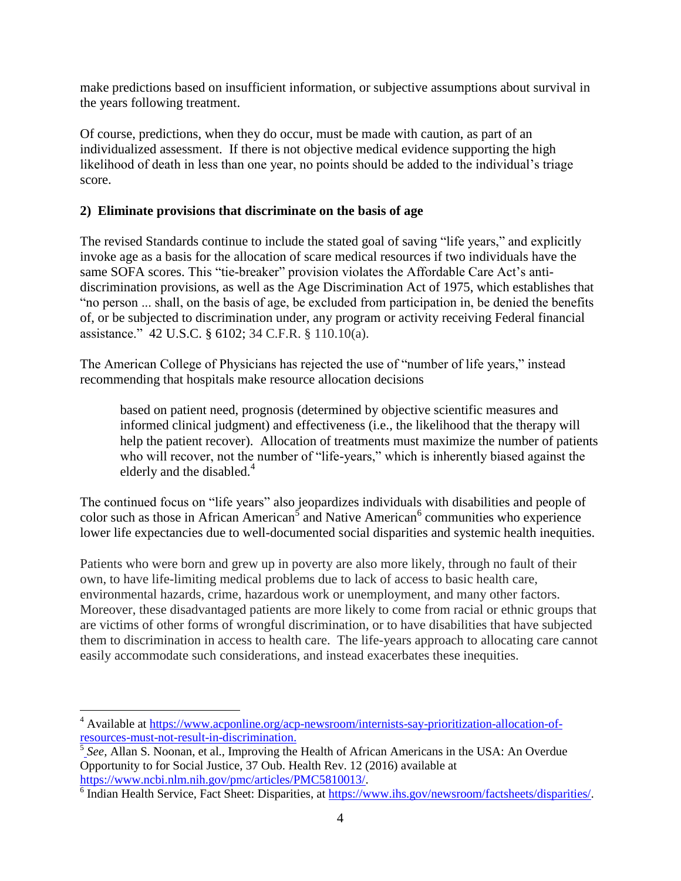make predictions based on insufficient information, or subjective assumptions about survival in the years following treatment.

Of course, predictions, when they do occur, must be made with caution, as part of an individualized assessment. If there is not objective medical evidence supporting the high likelihood of death in less than one year, no points should be added to the individual's triage score.

**2) Eliminate provisions that discriminate on the basis of age**

The revised Standards continue to include the stated goal of saving "life years," and explicitly invoke age as a basis for the allocation of scare medical resources if two individuals have the same SOFA scores. This "tie-breaker" provision violates the Affordable Care Act's anti-discrimination provisions, as well as the Age Discrimination Act of 1975, which establishes that "no person ... shall, on the basis of age, be excluded from participation in, be denied the benefits of, or be subjected to discrimination under, any program or activity receiving Federal financial assistance." 42 U.S.C. § 6102; 34 C.F.R. § 110.10(a).

The American College of Physicians has rejected the use of "number of life years," instead recommending that hospitals make resource allocation decisions

> based on patient need, prognosis (determined by objective scientific measures and informed clinical judgment) and effectiveness (i.e., the likelihood that the therapy will help the patient recover). Allocation of treatments must maximize the number of patients who will recover, not the number of "life-years," which is inherently biased against the elderly and the disabled.[4]

The continued focus on "life years" also jeopardizes individuals with disabilities and people of color such as those in African American[5] and Native American[6] communities who experience lower life expectancies due to well-documented social disparities and systemic health inequities.

Patients who were born and grew up in poverty are also more likely, through no fault of their own, to have life-limiting medical problems due to lack of access to basic health care, environmental hazards, crime, hazardous work or unemployment, and many other factors. Moreover, these disadvantaged patients are more likely to come from racial or ethnic groups that are victims of other forms of wrongful discrimination, or to have disabilities that have subjected them to discrimination in access to health care. The life-years approach to allocating care cannot easily accommodate such considerations, and instead exacerbates these inequities.

---

[4] Available at https://www.acponline.org/acp-newsroom/internists-say-prioritization-allocation-of-resources-must-not-result-in-discrimination.

[5] *See*, Allan S. Noonan, et al., Improving the Health of African Americans in the USA: An Overdue Opportunity to for Social Justice, 37 Oub. Health Rev. 12 (2016) available at https://www.ncbi.nlm.nih.gov/pmc/articles/PMC5810013/.

[6] Indian Health Service, Fact Sheet: Disparities, at https://www.ihs.gov/newsroom/factsheets/disparities/.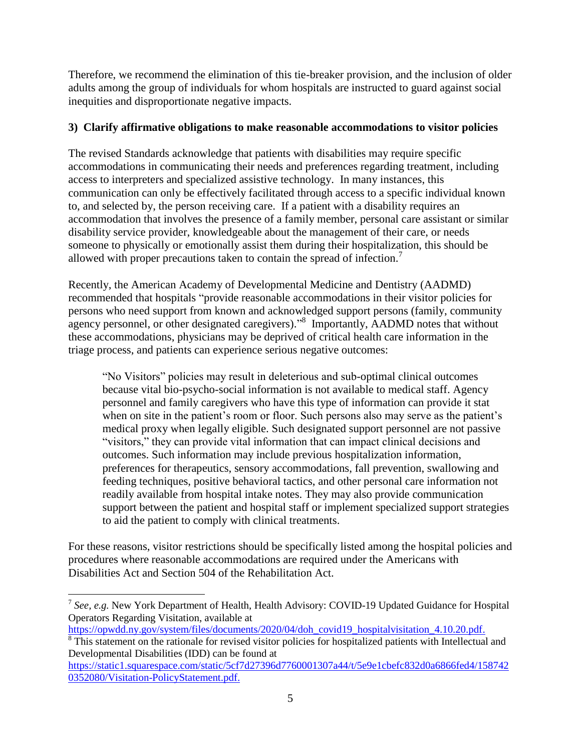Therefore, we recommend the elimination of this tie-breaker provision, and the inclusion of older adults among the group of individuals for whom hospitals are instructed to guard against social inequities and disproportionate negative impacts.

### 3) Clarify affirmative obligations to make reasonable accommodations to visitor policies

The revised Standards acknowledge that patients with disabilities may require specific accommodations in communicating their needs and preferences regarding treatment, including access to interpreters and specialized assistive technology. In many instances, this communication can only be effectively facilitated through access to a specific individual known to, and selected by, the person receiving care. If a patient with a disability requires an accommodation that involves the presence of a family member, personal care assistant or similar disability service provider, knowledgeable about the management of their care, or needs someone to physically or emotionally assist them during their hospitalization, this should be allowed with proper precautions taken to contain the spread of infection.[7]

Recently, the American Academy of Developmental Medicine and Dentistry (AADMD) recommended that hospitals "provide reasonable accommodations in their visitor policies for persons who need support from known and acknowledged support persons (family, community agency personnel, or other designated caregivers)."[8] Importantly, AADMD notes that without these accommodations, physicians may be deprived of critical health care information in the triage process, and patients can experience serious negative outcomes:

> "No Visitors" policies may result in deleterious and sub-optimal clinical outcomes because vital bio-psycho-social information is not available to medical staff. Agency personnel and family caregivers who have this type of information can provide it stat when on site in the patient's room or floor. Such persons also may serve as the patient's medical proxy when legally eligible. Such designated support personnel are not passive "visitors," they can provide vital information that can impact clinical decisions and outcomes. Such information may include previous hospitalization information, preferences for therapeutics, sensory accommodations, fall prevention, swallowing and feeding techniques, positive behavioral tactics, and other personal care information not readily available from hospital intake notes. They may also provide communication support between the patient and hospital staff or implement specialized support strategies to aid the patient to comply with clinical treatments.

For these reasons, visitor restrictions should be specifically listed among the hospital policies and procedures where reasonable accommodations are required under the Americans with Disabilities Act and Section 504 of the Rehabilitation Act.

---

[7] *See, e.g.* New York Department of Health, Health Advisory: COVID-19 Updated Guidance for Hospital Operators Regarding Visitation, available at https://opwdd.ny.gov/system/files/documents/2020/04/doh_covid19_hospitalvisitation_4.10.20.pdf.

[8] This statement on the rationale for revised visitor policies for hospitalized patients with Intellectual and Developmental Disabilities (IDD) can be found at https://static1.squarespace.com/static/5cf7d27396d7760001307a44/t/5e9e1cbefc832d0a6866fed4/1587420352080/Visitation-PolicyStatement.pdf.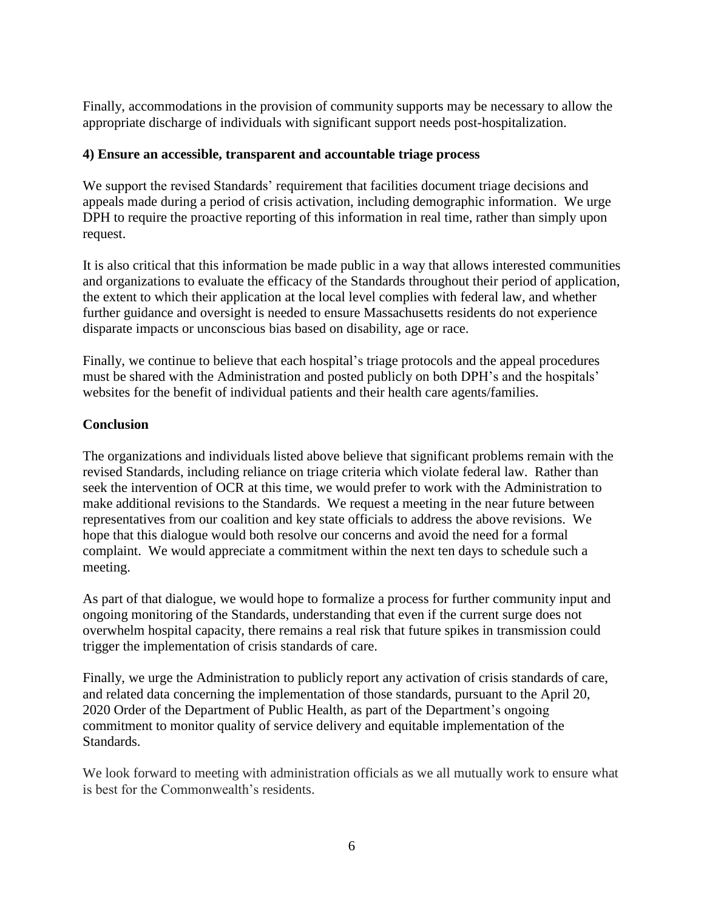Finally, accommodations in the provision of community supports may be necessary to allow the appropriate discharge of individuals with significant support needs post-hospitalization.

**4) Ensure an accessible, transparent and accountable triage process**

We support the revised Standards' requirement that facilities document triage decisions and appeals made during a period of crisis activation, including demographic information. We urge DPH to require the proactive reporting of this information in real time, rather than simply upon request.

It is also critical that this information be made public in a way that allows interested communities and organizations to evaluate the efficacy of the Standards throughout their period of application, the extent to which their application at the local level complies with federal law, and whether further guidance and oversight is needed to ensure Massachusetts residents do not experience disparate impacts or unconscious bias based on disability, age or race.

Finally, we continue to believe that each hospital's triage protocols and the appeal procedures must be shared with the Administration and posted publicly on both DPH's and the hospitals' websites for the benefit of individual patients and their health care agents/families.

**Conclusion**

The organizations and individuals listed above believe that significant problems remain with the revised Standards, including reliance on triage criteria which violate federal law. Rather than seek the intervention of OCR at this time, we would prefer to work with the Administration to make additional revisions to the Standards. We request a meeting in the near future between representatives from our coalition and key state officials to address the above revisions. We hope that this dialogue would both resolve our concerns and avoid the need for a formal complaint. We would appreciate a commitment within the next ten days to schedule such a meeting.

As part of that dialogue, we would hope to formalize a process for further community input and ongoing monitoring of the Standards, understanding that even if the current surge does not overwhelm hospital capacity, there remains a real risk that future spikes in transmission could trigger the implementation of crisis standards of care.

Finally, we urge the Administration to publicly report any activation of crisis standards of care, and related data concerning the implementation of those standards, pursuant to the April 20, 2020 Order of the Department of Public Health, as part of the Department's ongoing commitment to monitor quality of service delivery and equitable implementation of the Standards.

We look forward to meeting with administration officials as we all mutually work to ensure what is best for the Commonwealth's residents.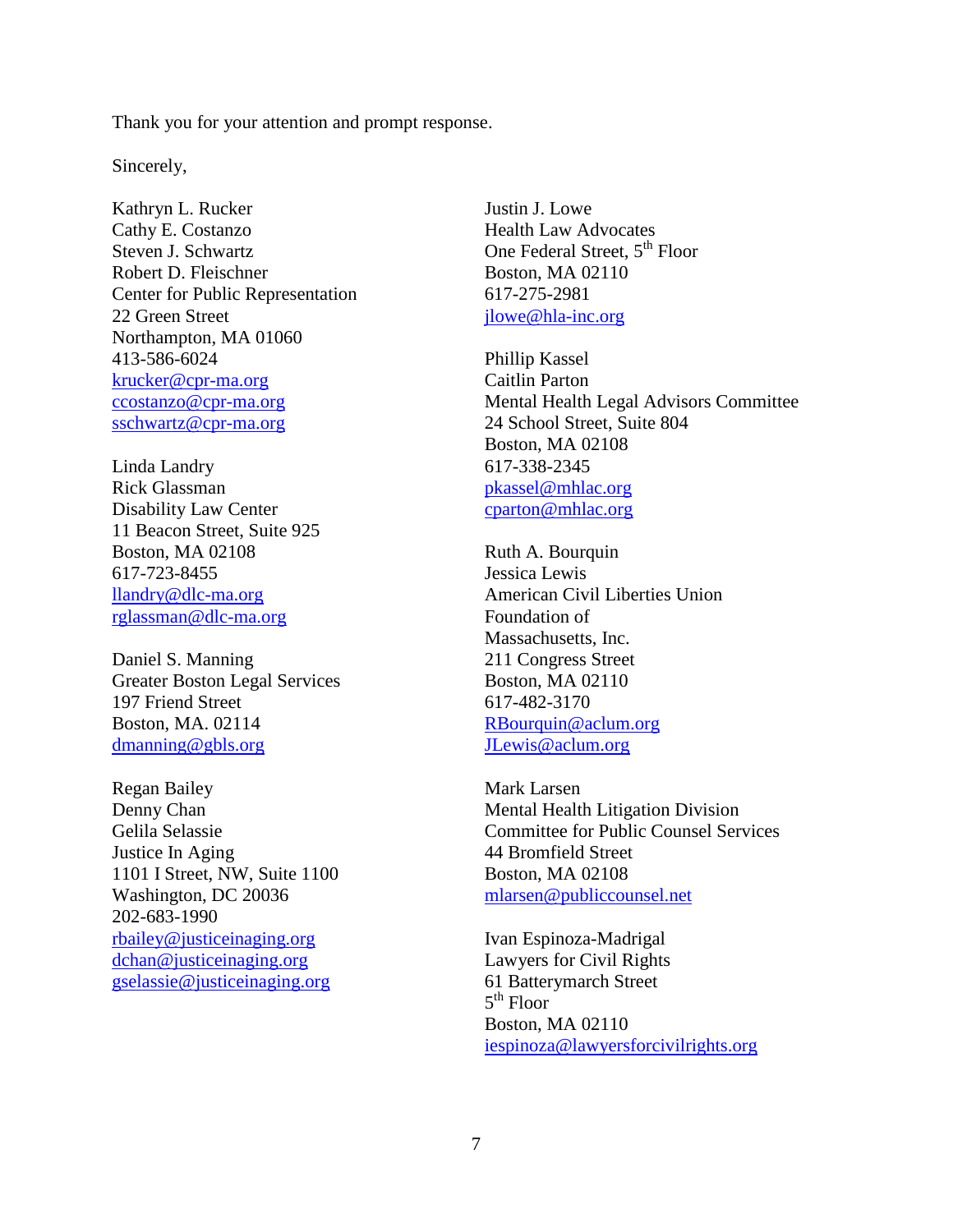Thank you for your attention and prompt response.

Sincerely,

Kathryn L. Rucker
Cathy E. Costanzo
Steven J. Schwartz
Robert D. Fleischner
Center for Public Representation
22 Green Street
Northampton, MA 01060
413-586-6024
krucker@cpr-ma.org
ccostanzo@cpr-ma.org
sschwartz@cpr-ma.org

Linda Landry
Rick Glassman
Disability Law Center
11 Beacon Street, Suite 925
Boston, MA 02108
617-723-8455
llandry@dlc-ma.org
rglassman@dlc-ma.org

Daniel S. Manning
Greater Boston Legal Services
197 Friend Street
Boston, MA. 02114
dmanning@gbls.org

Regan Bailey
Denny Chan
Gelila Selassie
Justice In Aging
1101 I Street, NW, Suite 1100
Washington, DC 20036
202-683-1990
rbailey@justiceinaging.org
dchan@justiceinaging.org
gselassie@justiceinaging.org

Justin J. Lowe
Health Law Advocates
One Federal Street, 5th Floor
Boston, MA 02110
617-275-2981
jlowe@hla-inc.org

Phillip Kassel
Caitlin Parton
Mental Health Legal Advisors Committee
24 School Street, Suite 804
Boston, MA 02108
617-338-2345
pkassel@mhlac.org
cparton@mhlac.org

Ruth A. Bourquin
Jessica Lewis
American Civil Liberties Union
Foundation of
Massachusetts, Inc.
211 Congress Street
Boston, MA 02110
617-482-3170
RBourquin@aclum.org
JLewis@aclum.org

Mark Larsen
Mental Health Litigation Division
Committee for Public Counsel Services
44 Bromfield Street
Boston, MA 02108
mlarsen@publiccounsel.net

Ivan Espinoza-Madrigal
Lawyers for Civil Rights
61 Batterymarch Street
5th Floor
Boston, MA 02110
iespinoza@lawyersforcivilrights.org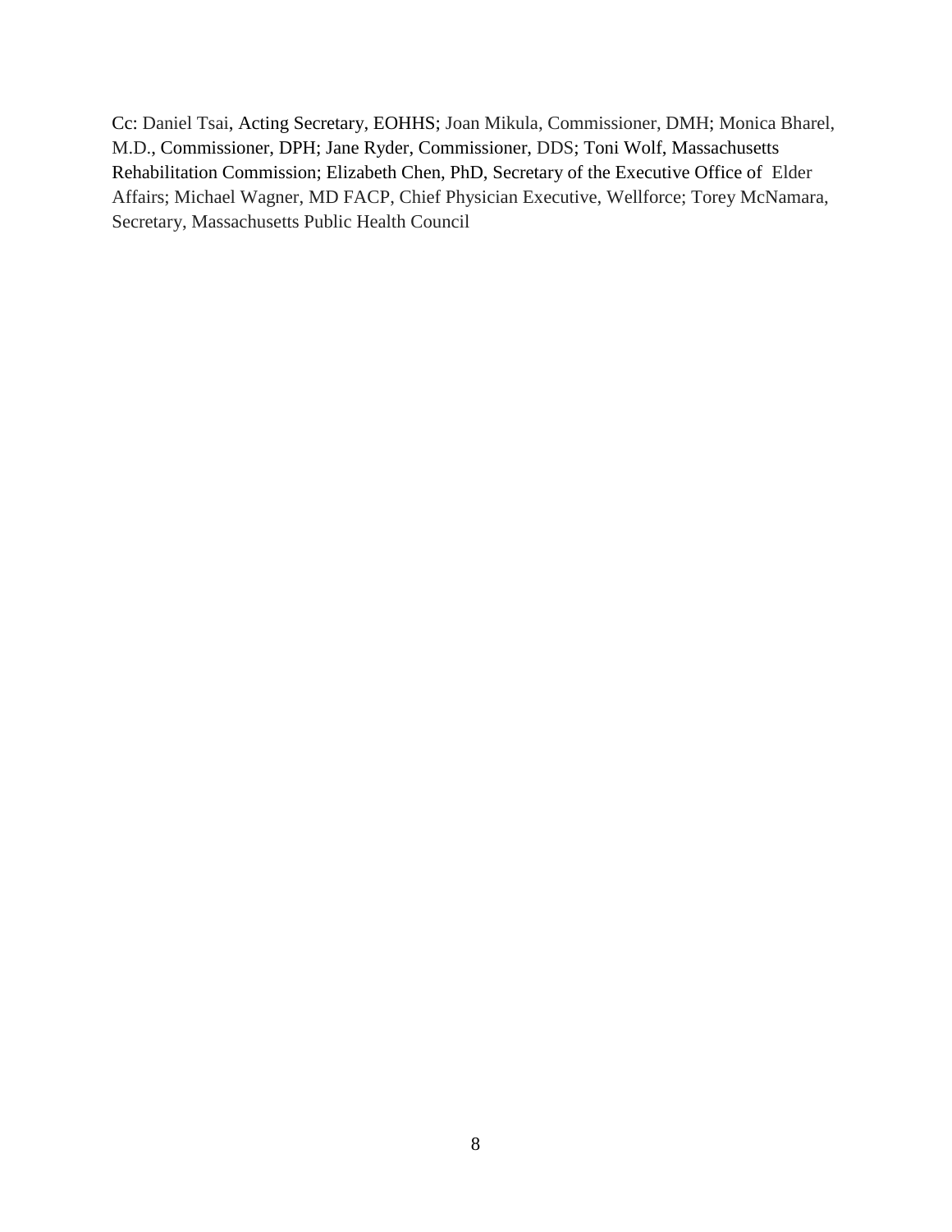Cc: Daniel Tsai, Acting Secretary, EOHHS; Joan Mikula, Commissioner, DMH; Monica Bharel, M.D., Commissioner, DPH; Jane Ryder, Commissioner, DDS; Toni Wolf, Massachusetts Rehabilitation Commission; Elizabeth Chen, PhD, Secretary of the Executive Office of Elder Affairs; Michael Wagner, MD FACP, Chief Physician Executive, Wellforce; Torey McNamara, Secretary, Massachusetts Public Health Council